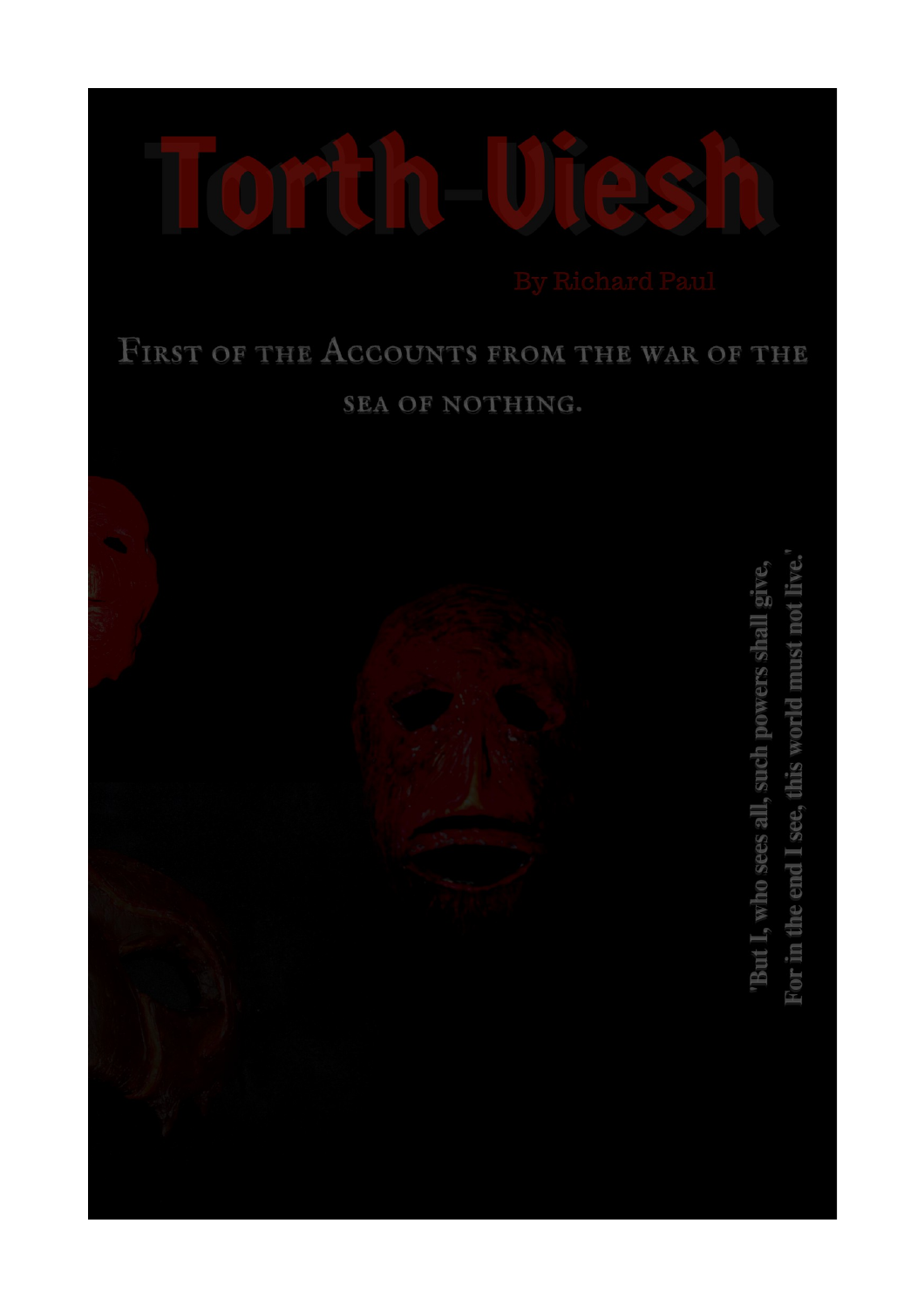# Torth-Viesh

By Richard Paul

First of the Accounts from the war of the sea of nothing.

'But I, who sees all, such powers shall give,
For in the end I see, this world must not live.'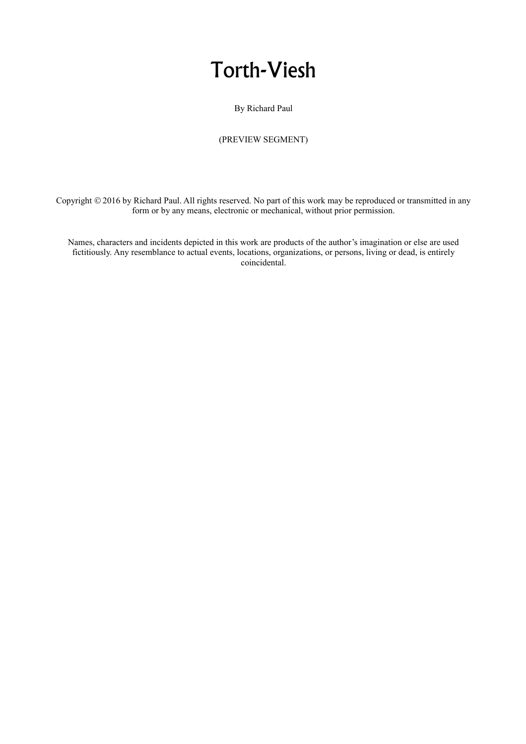# Torth-Viesh

By Richard Paul

(PREVIEW SEGMENT)

Copyright © 2016 by Richard Paul. All rights reserved. No part of this work may be reproduced or transmitted in any form or by any means, electronic or mechanical, without prior permission.

Names, characters and incidents depicted in this work are products of the author's imagination or else are used fictitiously. Any resemblance to actual events, locations, organizations, or persons, living or dead, is entirely coincidental.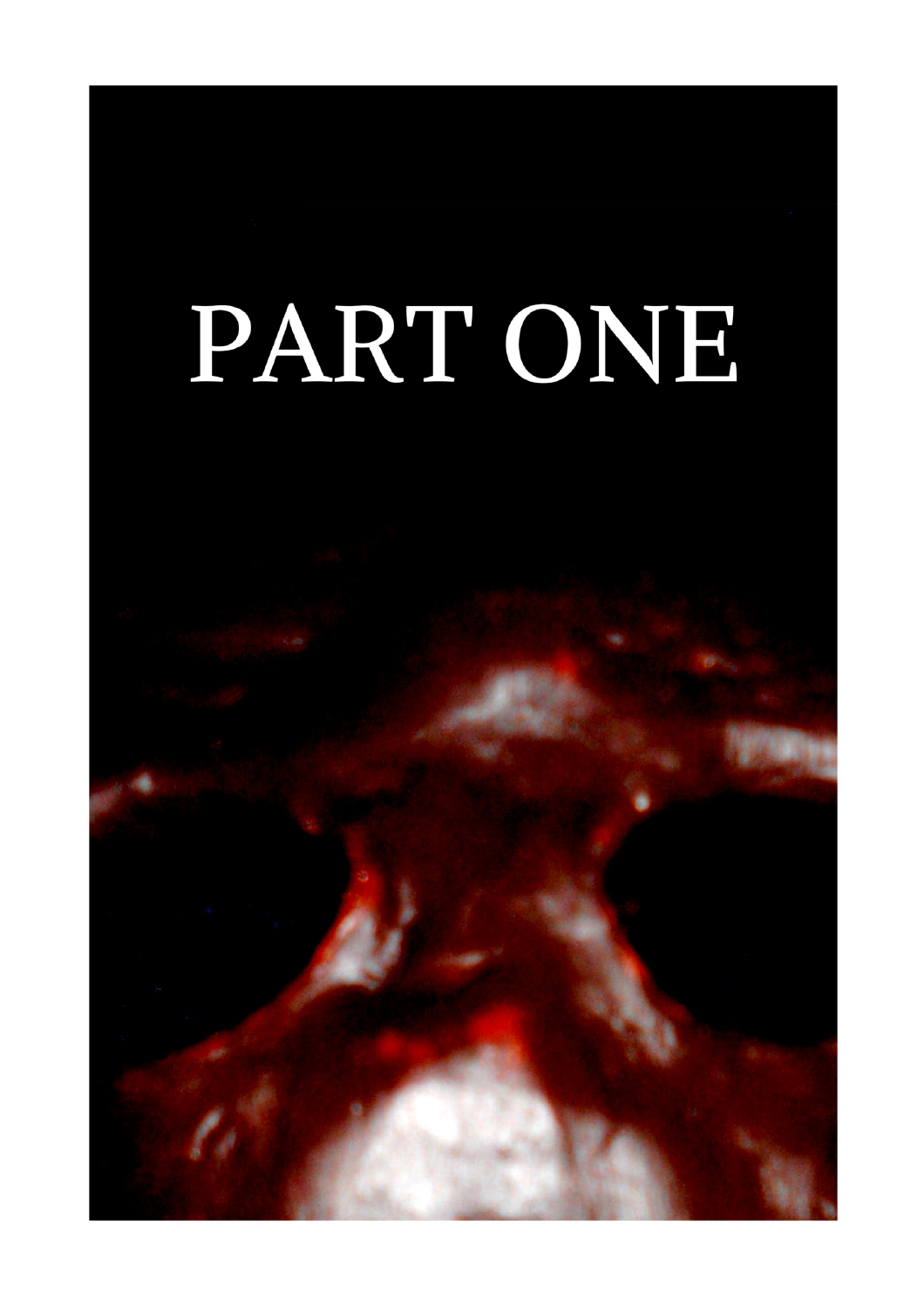# PART ONE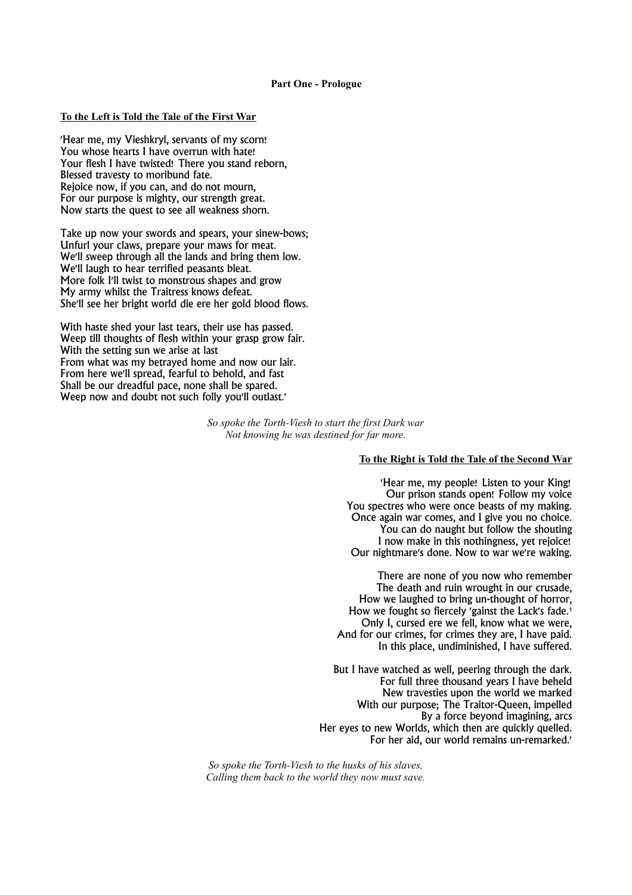## Part One - Prologue

### To the Left is Told the Tale of the First War

'Hear me, my Vieshkryl, servants of my scorn!
You whose hearts I have overrun with hate!
Your flesh I have twisted! There you stand reborn,
Blessed travesty to moribund fate.
Rejoice now, if you can, and do not mourn,
For our purpose is mighty, our strength great.
Now starts the quest to see all weakness shorn.

Take up now your swords and spears, your sinew-bows;
Unfurl your claws, prepare your maws for meat.
We'll sweep through all the lands and bring them low.
We'll laugh to hear terrified peasants bleat.
More folk I'll twist to monstrous shapes and grow
My army whilst the Traitress knows defeat.
She'll see her bright world die ere her gold blood flows.

With haste shed your last tears, their use has passed.
Weep till thoughts of flesh within your grasp grow fair.
With the setting sun we arise at last
From what was my betrayed home and now our lair.
From here we'll spread, fearful to behold, and fast
Shall be our dreadful pace, none shall be spared.
Weep now and doubt not such folly you'll outlast.'

*So spoke the Torth-Viesh to start the first Dark war*
*Not knowing he was destined for far more.*

### To the Right is Told the Tale of the Second War

'Hear me, my people! Listen to your King!
Our prison stands open! Follow my voice
You spectres who were once beasts of my making.
Once again war comes, and I give you no choice.
You can do naught but follow the shouting
I now make in this nothingness, yet rejoice!
Our nightmare's done. Now to war we're waking.

There are none of you now who remember
The death and ruin wrought in our crusade,
How we laughed to bring un-thought of horror,
How we fought so fiercely 'gainst the Lack's fade.[1]
Only I, cursed ere we fell, know what we were,
And for our crimes, for crimes they are, I have paid.
In this place, undiminished, I have suffered.

But I have watched as well, peering through the dark.
For full three thousand years I have beheld
New travesties upon the world we marked
With our purpose; The Traitor-Queen, impelled
By a force beyond imagining, arcs
Her eyes to new Worlds, which then are quickly quelled.
For her aid, our world remains un-remarked.'

*So spoke the Torth-Viesh to the husks of his slaves,*
*Calling them back to the world they now must save.*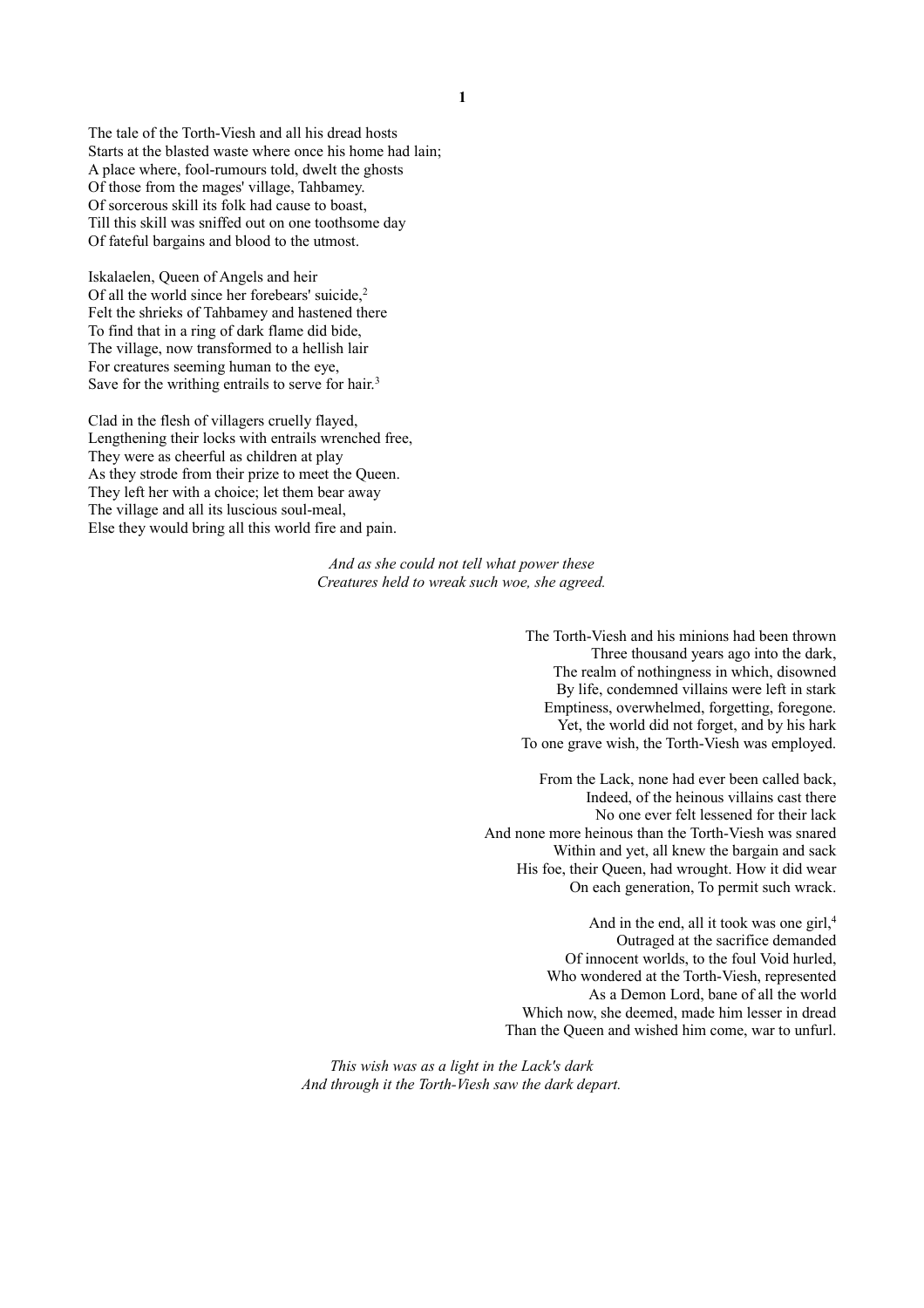The tale of the Torth-Viesh and all his dread hosts
Starts at the blasted waste where once his home had lain;
A place where, fool-rumours told, dwelt the ghosts
Of those from the mages' village, Tahbamey.
Of sorcerous skill its folk had cause to boast,
Till this skill was sniffed out on one toothsome day
Of fateful bargains and blood to the utmost.

Iskalaelen, Queen of Angels and heir
Of all the world since her forebears' suicide,[2]
Felt the shrieks of Tahbamey and hastened there
To find that in a ring of dark flame did bide,
The village, now transformed to a hellish lair
For creatures seeming human to the eye,
Save for the writhing entrails to serve for hair.[3]

Clad in the flesh of villagers cruelly flayed,
Lengthening their locks with entrails wrenched free,
They were as cheerful as children at play
As they strode from their prize to meet the Queen.
They left her with a choice; let them bear away
The village and all its luscious soul-meal,
Else they would bring all this world fire and pain.

*And as she could not tell what power these*
*Creatures held to wreak such woe, she agreed.*

The Torth-Viesh and his minions had been thrown
Three thousand years ago into the dark,
The realm of nothingness in which, disowned
By life, condemned villains were left in stark
Emptiness, overwhelmed, forgetting, foregone.
Yet, the world did not forget, and by his hark
To one grave wish, the Torth-Viesh was employed.

From the Lack, none had ever been called back,
Indeed, of the heinous villains cast there
No one ever felt lessened for their lack
And none more heinous than the Torth-Viesh was snared
Within and yet, all knew the bargain and sack
His foe, their Queen, had wrought. How it did wear
On each generation, To permit such wrack.

And in the end, all it took was one girl,[4]
Outraged at the sacrifice demanded
Of innocent worlds, to the foul Void hurled,
Who wondered at the Torth-Viesh, represented
As a Demon Lord, bane of all the world
Which now, she deemed, made him lesser in dread
Than the Queen and wished him come, war to unfurl.

*This wish was as a light in the Lack's dark*
*And through it the Torth-Viesh saw the dark depart.*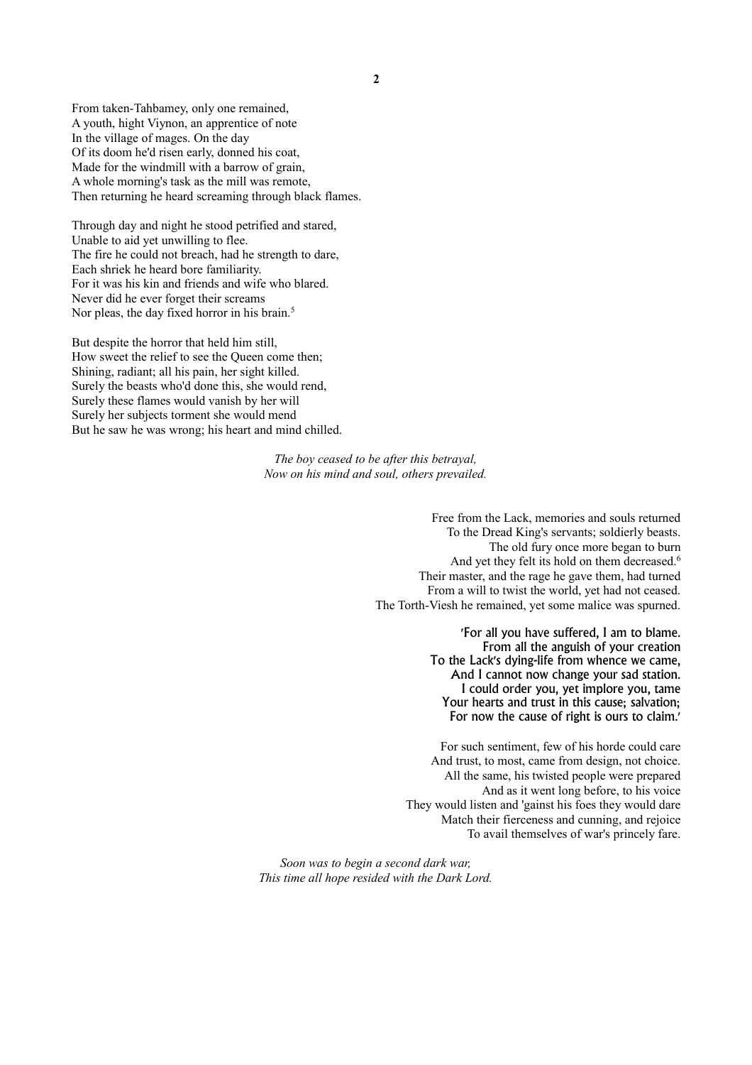From taken-Tahbamey, only one remained,
A youth, hight Viynon, an apprentice of note
In the village of mages. On the day
Of its doom he'd risen early, donned his coat,
Made for the windmill with a barrow of grain,
A whole morning's task as the mill was remote,
Then returning he heard screaming through black flames.

Through day and night he stood petrified and stared,
Unable to aid yet unwilling to flee.
The fire he could not breach, had he strength to dare,
Each shriek he heard bore familiarity.
For it was his kin and friends and wife who blared.
Never did he ever forget their screams
Nor pleas, the day fixed horror in his brain.[5]

But despite the horror that held him still,
How sweet the relief to see the Queen come then;
Shining, radiant; all his pain, her sight killed.
Surely the beasts who'd done this, she would rend,
Surely these flames would vanish by her will
Surely her subjects torment she would mend
But he saw he was wrong; his heart and mind chilled.

*The boy ceased to be after this betrayal,*
*Now on his mind and soul, others prevailed.*

Free from the Lack, memories and souls returned
To the Dread King's servants; soldierly beasts.
The old fury once more began to burn
And yet they felt its hold on them decreased.[6]
Their master, and the rage he gave them, had turned
From a will to twist the world, yet had not ceased.
The Torth-Viesh he remained, yet some malice was spurned.

'For all you have suffered, I am to blame.
From all the anguish of your creation
To the Lack's dying-life from whence we came,
And I cannot now change your sad station.
I could order you, yet implore you, tame
Your hearts and trust in this cause; salvation;
For now the cause of right is ours to claim.'

For such sentiment, few of his horde could care
And trust, to most, came from design, not choice.
All the same, his twisted people were prepared
And as it went long before, to his voice
They would listen and 'gainst his foes they would dare
Match their fierceness and cunning, and rejoice
To avail themselves of war's princely fare.

*Soon was to begin a second dark war,*
*This time all hope resided with the Dark Lord.*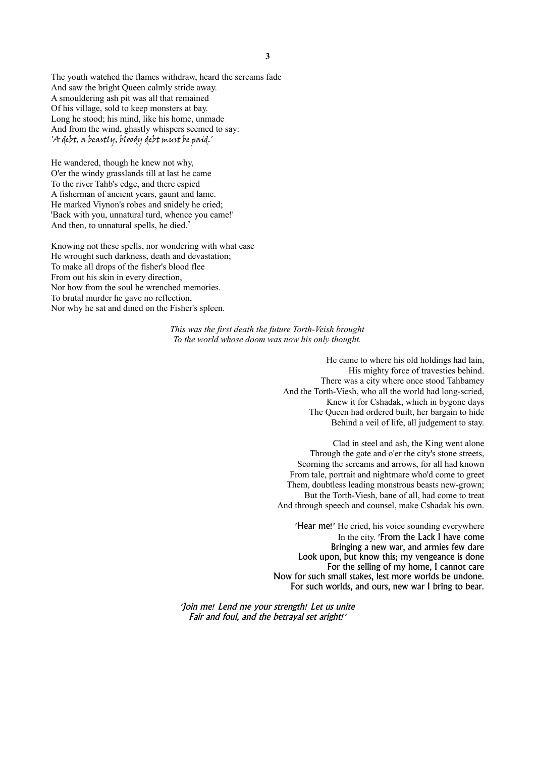The youth watched the flames withdraw, heard the screams fade
And saw the bright Queen calmly stride away.
A smouldering ash pit was all that remained
Of his village, sold to keep monsters at bay.
Long he stood; his mind, like his home, unmade
And from the wind, ghastly whispers seemed to say:
*'A debt, a beastly, bloody debt must be paid.'*

He wandered, though he knew not why,
O'er the windy grasslands till at last he came
To the river Tahb's edge, and there espied
A fisherman of ancient years, gaunt and lame.
He marked Viynon's robes and snidely he cried;
'Back with you, unnatural turd, whence you came!'
And then, to unnatural spells, he died.[7]

Knowing not these spells, nor wondering with what ease
He wrought such darkness, death and devastation;
To make all drops of the fisher's blood flee
From out his skin in every direction,
Nor how from the soul he wrenched memories.
To brutal murder he gave no reflection,
Nor why he sat and dined on the Fisher's spleen.

*This was the first death the future Torth-Veish brought*
*To the world whose doom was now his only thought.*

He came to where his old holdings had lain,
His mighty force of travesties behind.
There was a city where once stood Tahbamey
And the Torth-Viesh, who all the world had long-scried,
Knew it for Cshadak, which in bygone days
The Queen had ordered built, her bargain to hide
Behind a veil of life, all judgement to stay.

Clad in steel and ash, the King went alone
Through the gate and o'er the city's stone streets,
Scorning the screams and arrows, for all had known
From tale, portrait and nightmare who'd come to greet
Them, doubtless leading monstrous beasts new-grown;
But the Torth-Viesh, bane of all, had come to treat
And through speech and counsel, make Cshadak his own.

'Hear me!' He cried, his voice sounding everywhere
In the city. 'From the Lack I have come
Bringing a new war, and armies few dare
Look upon, but know this; my vengeance is done
For the selling of my home, I cannot care
Now for such small stakes, lest more worlds be undone.
For such worlds, and ours, new war I bring to bear.

*'Join me! Lend me your strength! Let us unite*
*Fair and foul, and the betrayal set aright!'*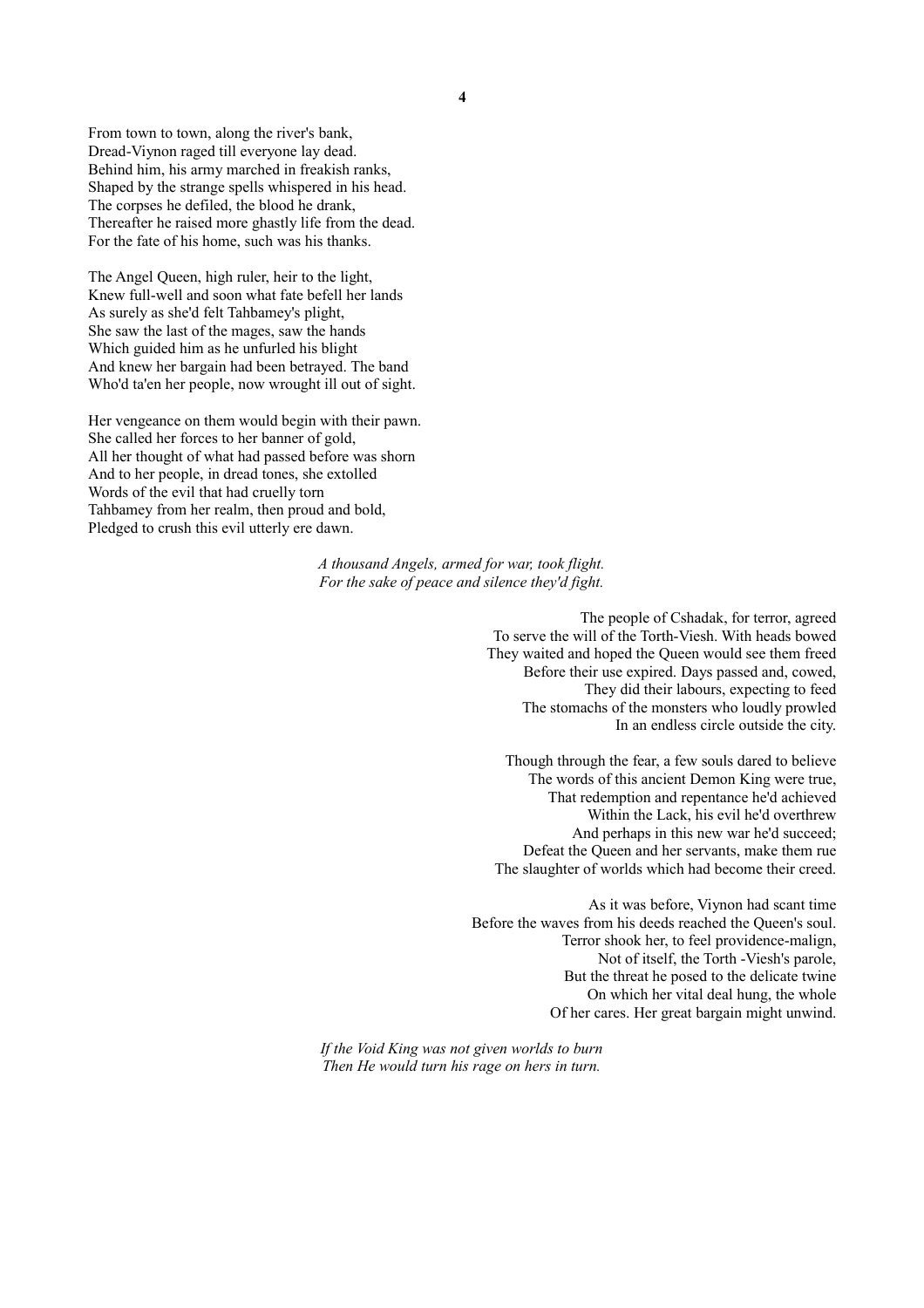From town to town, along the river's bank,
Dread-Viynon raged till everyone lay dead.
Behind him, his army marched in freakish ranks,
Shaped by the strange spells whispered in his head.
The corpses he defiled, the blood he drank,
Thereafter he raised more ghastly life from the dead.
For the fate of his home, such was his thanks.

The Angel Queen, high ruler, heir to the light,
Knew full-well and soon what fate befell her lands
As surely as she'd felt Tahbamey's plight,
She saw the last of the mages, saw the hands
Which guided him as he unfurled his blight
And knew her bargain had been betrayed. The band
Who'd ta'en her people, now wrought ill out of sight.

Her vengeance on them would begin with their pawn.
She called her forces to her banner of gold,
All her thought of what had passed before was shorn
And to her people, in dread tones, she extolled
Words of the evil that had cruelly torn
Tahbamey from her realm, then proud and bold,
Pledged to crush this evil utterly ere dawn.

*A thousand Angels, armed for war, took flight.*
*For the sake of peace and silence they'd fight.*

The people of Cshadak, for terror, agreed
To serve the will of the Torth-Viesh. With heads bowed
They waited and hoped the Queen would see them freed
Before their use expired. Days passed and, cowed,
They did their labours, expecting to feed
The stomachs of the monsters who loudly prowled
In an endless circle outside the city.

Though through the fear, a few souls dared to believe
The words of this ancient Demon King were true,
That redemption and repentance he'd achieved
Within the Lack, his evil he'd overthrew
And perhaps in this new war he'd succeed;
Defeat the Queen and her servants, make them rue
The slaughter of worlds which had become their creed.

As it was before, Viynon had scant time
Before the waves from his deeds reached the Queen's soul.
Terror shook her, to feel providence-malign,
Not of itself, the Torth -Viesh's parole,
But the threat he posed to the delicate twine
On which her vital deal hung, the whole
Of her cares. Her great bargain might unwind.

*If the Void King was not given worlds to burn*
*Then He would turn his rage on hers in turn.*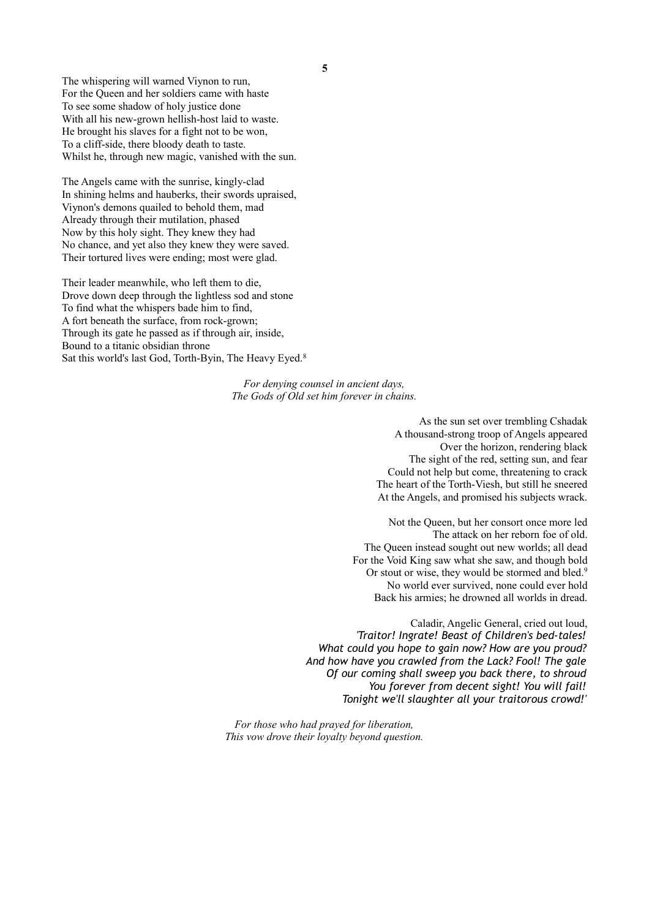The whispering will warned Viynon to run,
For the Queen and her soldiers came with haste
To see some shadow of holy justice done
With all his new-grown hellish-host laid to waste.
He brought his slaves for a fight not to be won,
To a cliff-side, there bloody death to taste.
Whilst he, through new magic, vanished with the sun.

The Angels came with the sunrise, kingly-clad
In shining helms and hauberks, their swords upraised,
Viynon's demons quailed to behold them, mad
Already through their mutilation, phased
Now by this holy sight. They knew they had
No chance, and yet also they knew they were saved.
Their tortured lives were ending; most were glad.

Their leader meanwhile, who left them to die,
Drove down deep through the lightless sod and stone
To find what the whispers bade him to find,
A fort beneath the surface, from rock-grown;
Through its gate he passed as if through air, inside,
Bound to a titanic obsidian throne
Sat this world's last God, Torth-Byin, The Heavy Eyed.[8]

*For denying counsel in ancient days,*
*The Gods of Old set him forever in chains.*

As the sun set over trembling Cshadak
A thousand-strong troop of Angels appeared
Over the horizon, rendering black
The sight of the red, setting sun, and fear
Could not help but come, threatening to crack
The heart of the Torth-Viesh, but still he sneered
At the Angels, and promised his subjects wrack.

Not the Queen, but her consort once more led
The attack on her reborn foe of old.
The Queen instead sought out new worlds; all dead
For the Void King saw what she saw, and though bold
Or stout or wise, they would be stormed and bled.[9]
No world ever survived, none could ever hold
Back his armies; he drowned all worlds in dread.

Caladir, Angelic General, cried out loud,
*'Traitor! Ingrate! Beast of Children's bed-tales!*
*What could you hope to gain now? How are you proud?*
*And how have you crawled from the Lack? Fool! The gale*
*Of our coming shall sweep you back there, to shroud*
*You forever from decent sight! You will fail!*
*Tonight we'll slaughter all your traitorous crowd!'*

*For those who had prayed for liberation,*
*This vow drove their loyalty beyond question.*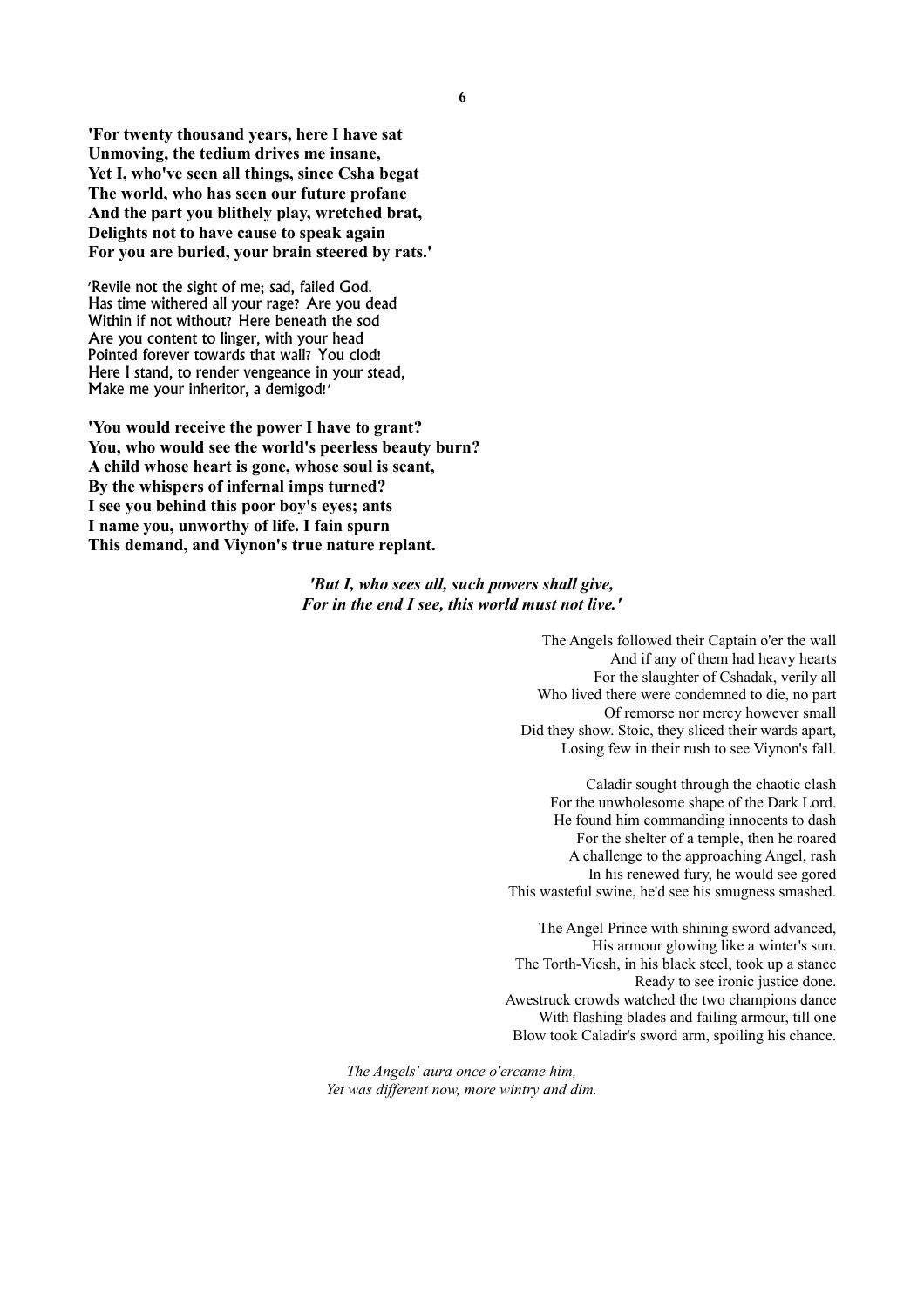**'For twenty thousand years, here I have sat**
**Unmoving, the tedium drives me insane,**
**Yet I, who've seen all things, since Csha begat**
**The world, who has seen our future profane**
**And the part you blithely play, wretched brat,**
**Delights not to have cause to speak again**
**For you are buried, your brain steered by rats.'**

'Revile not the sight of me; sad, failed God.
Has time withered all your rage? Are you dead
Within if not without? Here beneath the sod
Are you content to linger, with your head
Pointed forever towards that wall? You clod!
Here I stand, to render vengeance in your stead,
Make me your inheritor, a demigod!'

**'You would receive the power I have to grant?**
**You, who would see the world's peerless beauty burn?**
**A child whose heart is gone, whose soul is scant,**
**By the whispers of infernal imps turned?**
**I see you behind this poor boy's eyes; ants**
**I name you, unworthy of life. I fain spurn**
**This demand, and Viynon's true nature replant.**

***'But I, who sees all, such powers shall give,***
***For in the end I see, this world must not live.'***

The Angels followed their Captain o'er the wall
And if any of them had heavy hearts
For the slaughter of Cshadak, verily all
Who lived there were condemned to die, no part
Of remorse nor mercy however small
Did they show. Stoic, they sliced their wards apart,
Losing few in their rush to see Viynon's fall.

Caladir sought through the chaotic clash
For the unwholesome shape of the Dark Lord.
He found him commanding innocents to dash
For the shelter of a temple, then he roared
A challenge to the approaching Angel, rash
In his renewed fury, he would see gored
This wasteful swine, he'd see his smugness smashed.

The Angel Prince with shining sword advanced,
His armour glowing like a winter's sun.
The Torth-Viesh, in his black steel, took up a stance
Ready to see ironic justice done.
Awestruck crowds watched the two champions dance
With flashing blades and failing armour, till one
Blow took Caladir's sword arm, spoiling his chance.

*The Angels' aura once o'ercame him,*
*Yet was different now, more wintry and dim.*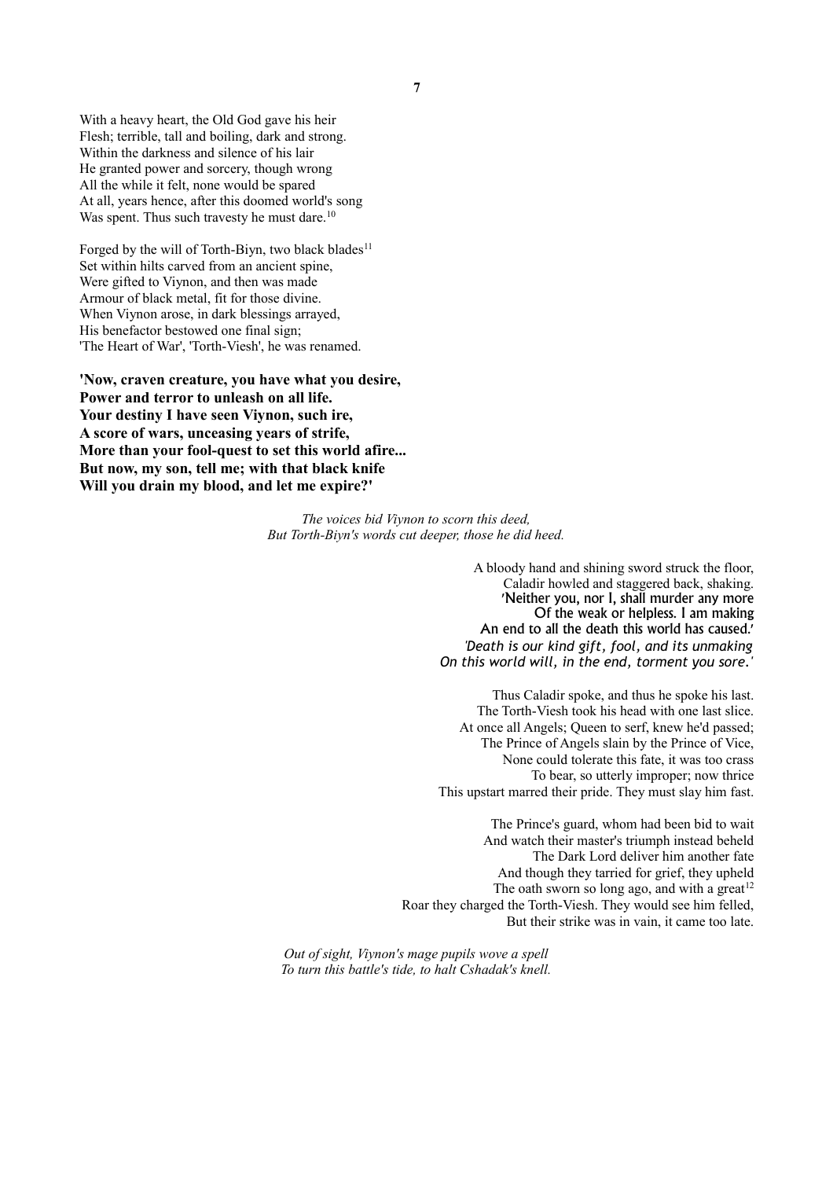With a heavy heart, the Old God gave his heir
Flesh; terrible, tall and boiling, dark and strong.
Within the darkness and silence of his lair
He granted power and sorcery, though wrong
All the while it felt, none would be spared
At all, years hence, after this doomed world's song
Was spent. Thus such travesty he must dare.[10]

Forged by the will of Torth-Biyn, two black blades[11]
Set within hilts carved from an ancient spine,
Were gifted to Viynon, and then was made
Armour of black metal, fit for those divine.
When Viynon arose, in dark blessings arrayed,
His benefactor bestowed one final sign;
'The Heart of War', 'Torth-Viesh', he was renamed.

**'Now, craven creature, you have what you desire,**
**Power and terror to unleash on all life.**
**Your destiny I have seen Viynon, such ire,**
**A score of wars, unceasing years of strife,**
**More than your fool-quest to set this world afire...**
**But now, my son, tell me; with that black knife**
**Will you drain my blood, and let me expire?'**

*The voices bid Viynon to scorn this deed,*
*But Torth-Biyn's words cut deeper, those he did heed.*

A bloody hand and shining sword struck the floor,
Caladir howled and staggered back, shaking.
'Neither you, nor I, shall murder any more
Of the weak or helpless. I am making
An end to all the death this world has caused.'
*'Death is our kind gift, fool, and its unmaking*
*On this world will, in the end, torment you sore.'*

Thus Caladir spoke, and thus he spoke his last.
The Torth-Viesh took his head with one last slice.
At once all Angels; Queen to serf, knew he'd passed;
The Prince of Angels slain by the Prince of Vice,
None could tolerate this fate, it was too crass
To bear, so utterly improper; now thrice
This upstart marred their pride. They must slay him fast.

The Prince's guard, whom had been bid to wait
And watch their master's triumph instead beheld
The Dark Lord deliver him another fate
And though they tarried for grief, they upheld
The oath sworn so long ago, and with a great[12]
Roar they charged the Torth-Viesh. They would see him felled,
But their strike was in vain, it came too late.

*Out of sight, Viynon's mage pupils wove a spell*
*To turn this battle's tide, to halt Cshadak's knell.*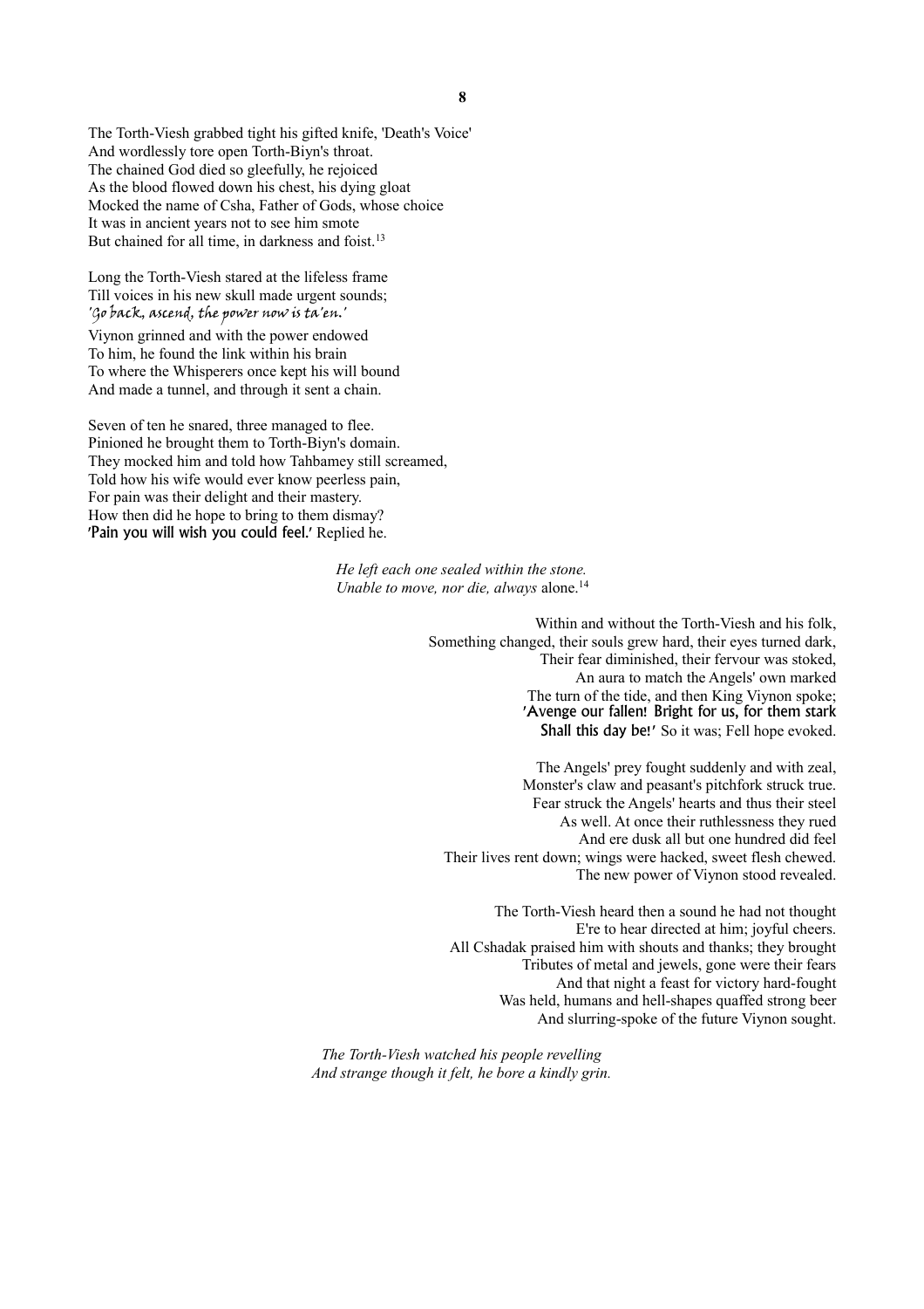The Torth-Viesh grabbed tight his gifted knife, 'Death's Voice'
And wordlessly tore open Torth-Biyn's throat.
The chained God died so gleefully, he rejoiced
As the blood flowed down his chest, his dying gloat
Mocked the name of Csha, Father of Gods, whose choice
It was in ancient years not to see him smote
But chained for all time, in darkness and foist.[13]

Long the Torth-Viesh stared at the lifeless frame
Till voices in his new skull made urgent sounds;
*'Go back, ascend, the power now is ta'en.'*
Viynon grinned and with the power endowed
To him, he found the link within his brain
To where the Whisperers once kept his will bound
And made a tunnel, and through it sent a chain.

Seven of ten he snared, three managed to flee.
Pinioned he brought them to Torth-Biyn's domain.
They mocked him and told how Tahbamey still screamed,
Told how his wife would ever know peerless pain,
For pain was their delight and their mastery.
How then did he hope to bring to them dismay?
**'Pain you will wish you could feel.'** Replied he.

*He left each one sealed within the stone.*
*Unable to move, nor die, always* alone.[14]

Within and without the Torth-Viesh and his folk,
Something changed, their souls grew hard, their eyes turned dark,
Their fear diminished, their fervour was stoked,
An aura to match the Angels' own marked
The turn of the tide, and then King Viynon spoke;
**'Avenge our fallen! Bright for us, for them stark**
**Shall this day be!'** So it was; Fell hope evoked.

The Angels' prey fought suddenly and with zeal,
Monster's claw and peasant's pitchfork struck true.
Fear struck the Angels' hearts and thus their steel
As well. At once their ruthlessness they rued
And ere dusk all but one hundred did feel
Their lives rent down; wings were hacked, sweet flesh chewed.
The new power of Viynon stood revealed.

The Torth-Viesh heard then a sound he had not thought
E're to hear directed at him; joyful cheers.
All Cshadak praised him with shouts and thanks; they brought
Tributes of metal and jewels, gone were their fears
And that night a feast for victory hard-fought
Was held, humans and hell-shapes quaffed strong beer
And slurring-spoke of the future Viynon sought.

*The Torth-Viesh watched his people revelling*
*And strange though it felt, he bore a kindly grin.*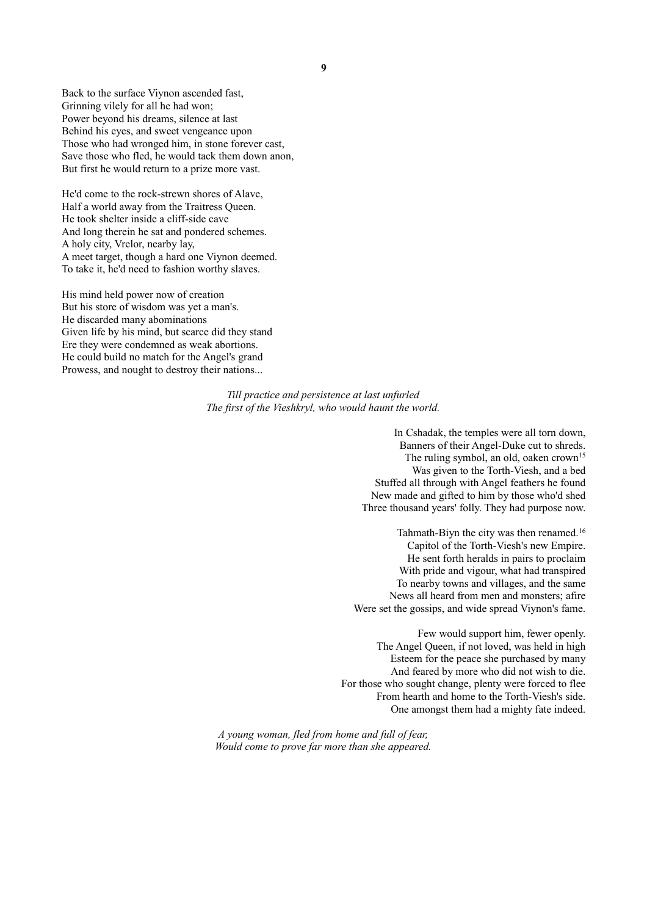Back to the surface Viynon ascended fast,
Grinning vilely for all he had won;
Power beyond his dreams, silence at last
Behind his eyes, and sweet vengeance upon
Those who had wronged him, in stone forever cast,
Save those who fled, he would tack them down anon,
But first he would return to a prize more vast.

He'd come to the rock-strewn shores of Alave,
Half a world away from the Traitress Queen.
He took shelter inside a cliff-side cave
And long therein he sat and pondered schemes.
A holy city, Vrelor, nearby lay,
A meet target, though a hard one Viynon deemed.
To take it, he'd need to fashion worthy slaves.

His mind held power now of creation
But his store of wisdom was yet a man's.
He discarded many abominations
Given life by his mind, but scarce did they stand
Ere they were condemned as weak abortions.
He could build no match for the Angel's grand
Prowess, and nought to destroy their nations...

*Till practice and persistence at last unfurled*
*The first of the Vieshkryl, who would haunt the world.*

In Cshadak, the temples were all torn down,
Banners of their Angel-Duke cut to shreds.
The ruling symbol, an old, oaken crown[15]
Was given to the Torth-Viesh, and a bed
Stuffed all through with Angel feathers he found
New made and gifted to him by those who'd shed
Three thousand years' folly. They had purpose now.

Tahmath-Biyn the city was then renamed.[16]
Capitol of the Torth-Viesh's new Empire.
He sent forth heralds in pairs to proclaim
With pride and vigour, what had transpired
To nearby towns and villages, and the same
News all heard from men and monsters; afire
Were set the gossips, and wide spread Viynon's fame.

Few would support him, fewer openly.
The Angel Queen, if not loved, was held in high
Esteem for the peace she purchased by many
And feared by more who did not wish to die.
For those who sought change, plenty were forced to flee
From hearth and home to the Torth-Viesh's side.
One amongst them had a mighty fate indeed.

*A young woman, fled from home and full of fear,*
*Would come to prove far more than she appeared.*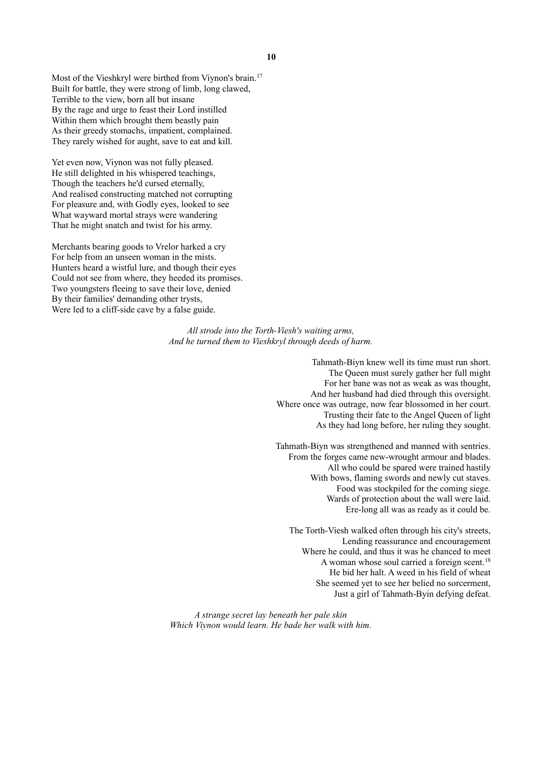Most of the Vieshkryl were birthed from Viynon's brain.[17]
Built for battle, they were strong of limb, long clawed,
Terrible to the view, born all but insane
By the rage and urge to feast their Lord instilled
Within them which brought them beastly pain
As their greedy stomachs, impatient, complained.
They rarely wished for aught, save to eat and kill.

Yet even now, Viynon was not fully pleased.
He still delighted in his whispered teachings,
Though the teachers he'd cursed eternally,
And realised constructing matched not corrupting
For pleasure and, with Godly eyes, looked to see
What wayward mortal strays were wandering
That he might snatch and twist for his army.

Merchants bearing goods to Vrelor harked a cry
For help from an unseen woman in the mists.
Hunters heard a wistful lure, and though their eyes
Could not see from where, they heeded its promises.
Two youngsters fleeing to save their love, denied
By their families' demanding other trysts,
Were led to a cliff-side cave by a false guide.

*All strode into the Torth-Viesh's waiting arms,*
*And he turned them to Vieshkryl through deeds of harm.*

Tahmath-Biyn knew well its time must run short.
The Queen must surely gather her full might
For her bane was not as weak as was thought,
And her husband had died through this oversight.
Where once was outrage, now fear blossomed in her court.
Trusting their fate to the Angel Queen of light
As they had long before, her ruling they sought.

Tahmath-Biyn was strengthened and manned with sentries.
From the forges came new-wrought armour and blades.
All who could be spared were trained hastily
With bows, flaming swords and newly cut staves.
Food was stockpiled for the coming siege.
Wards of protection about the wall were laid.
Ere-long all was as ready as it could be.

The Torth-Viesh walked often through his city's streets,
Lending reassurance and encouragement
Where he could, and thus it was he chanced to meet
A woman whose soul carried a foreign scent.[18]
He bid her halt. A weed in his field of wheat
She seemed yet to see her belied no sorcerment,
Just a girl of Tahmath-Byin defying defeat.

*A strange secret lay beneath her pale skin*
*Which Viynon would learn. He bade her walk with him.*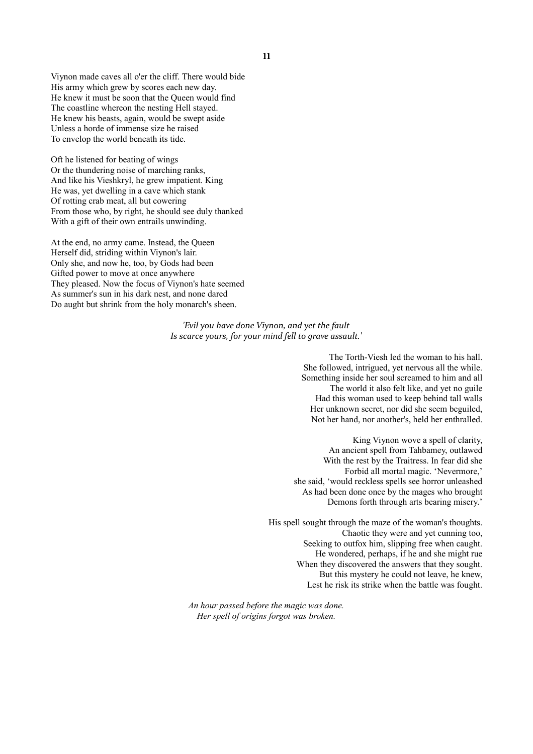Viynon made caves all o'er the cliff. There would bide
His army which grew by scores each new day.
He knew it must be soon that the Queen would find
The coastline whereon the nesting Hell stayed.
He knew his beasts, again, would be swept aside
Unless a horde of immense size he raised
To envelop the world beneath its tide.

Oft he listened for beating of wings
Or the thundering noise of marching ranks,
And like his Vieshkryl, he grew impatient. King
He was, yet dwelling in a cave which stank
Of rotting crab meat, all but cowering
From those who, by right, he should see duly thanked
With a gift of their own entrails unwinding.

At the end, no army came. Instead, the Queen
Herself did, striding within Viynon's lair.
Only she, and now he, too, by Gods had been
Gifted power to move at once anywhere
They pleased. Now the focus of Viynon's hate seemed
As summer's sun in his dark nest, and none dared
Do aught but shrink from the holy monarch's sheen.

*'Evil you have done Viynon, and yet the fault*
*Is scarce yours, for your mind fell to grave assault.'*

The Torth-Viesh led the woman to his hall.
She followed, intrigued, yet nervous all the while.
Something inside her soul screamed to him and all
The world it also felt like, and yet no guile
Had this woman used to keep behind tall walls
Her unknown secret, nor did she seem beguiled,
Not her hand, nor another's, held her enthralled.

King Viynon wove a spell of clarity,
An ancient spell from Tahbamey, outlawed
With the rest by the Traitress. In fear did she
Forbid all mortal magic. 'Nevermore,'
she said, 'would reckless spells see horror unleashed
As had been done once by the mages who brought
Demons forth through arts bearing misery.'

His spell sought through the maze of the woman's thoughts.
Chaotic they were and yet cunning too,
Seeking to outfox him, slipping free when caught.
He wondered, perhaps, if he and she might rue
When they discovered the answers that they sought.
But this mystery he could not leave, he knew,
Lest he risk its strike when the battle was fought.

*An hour passed before the magic was done.*
*Her spell of origins forgot was broken.*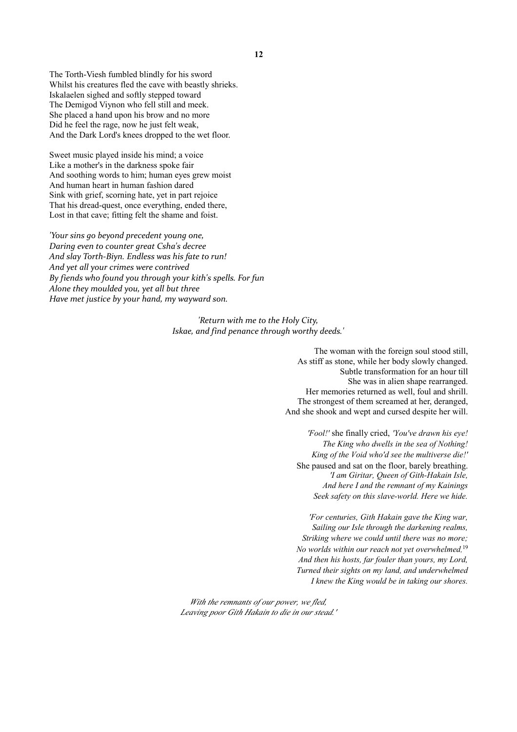The Torth-Viesh fumbled blindly for his sword
Whilst his creatures fled the cave with beastly shrieks.
Iskalaelen sighed and softly stepped toward
The Demigod Viynon who fell still and meek.
She placed a hand upon his brow and no more
Did he feel the rage, now he just felt weak,
And the Dark Lord's knees dropped to the wet floor.

Sweet music played inside his mind; a voice
Like a mother's in the darkness spoke fair
And soothing words to him; human eyes grew moist
And human heart in human fashion dared
Sink with grief, scorning hate, yet in part rejoice
That his dread-quest, once everything, ended there,
Lost in that cave; fitting felt the shame and foist.

*'Your sins go beyond precedent young one,*
*Daring even to counter great Csha's decree*
*And slay Torth-Biyn. Endless was his fate to run!*
*And yet all your crimes were contrived*
*By fiends who found you through your kith's spells. For fun*
*Alone they moulded you, yet all but three*
*Have met justice by your hand, my wayward son.*

*'Return with me to the Holy City,*
*Iskae, and find penance through worthy deeds.'*

The woman with the foreign soul stood still,
As stiff as stone, while her body slowly changed.
Subtle transformation for an hour till
She was in alien shape rearranged.
Her memories returned as well, foul and shrill.
The strongest of them screamed at her, deranged,
And she shook and wept and cursed despite her will.

*'Fool!'* she finally cried, *'You've drawn his eye!*
*The King who dwells in the sea of Nothing!*
*King of the Void who'd see the multiverse die!'*
She paused and sat on the floor, barely breathing.
*'I am Giritar, Queen of Gith-Hakain Isle,*
*And here I and the remnant of my Kainings*
*Seek safety on this slave-world. Here we hide.*

*'For centuries, Gith Hakain gave the King war,*
*Sailing our Isle through the darkening realms,*
*Striking where we could until there was no more;*
*No worlds within our reach not yet overwhelmed,*[19]
*And then his hosts, far fouler than yours, my Lord,*
*Turned their sights on my land, and underwhelmed*
*I knew the King would be in taking our shores.*

*With the remnants of our power, we fled,*
*Leaving poor Gith Hakain to die in our stead.'*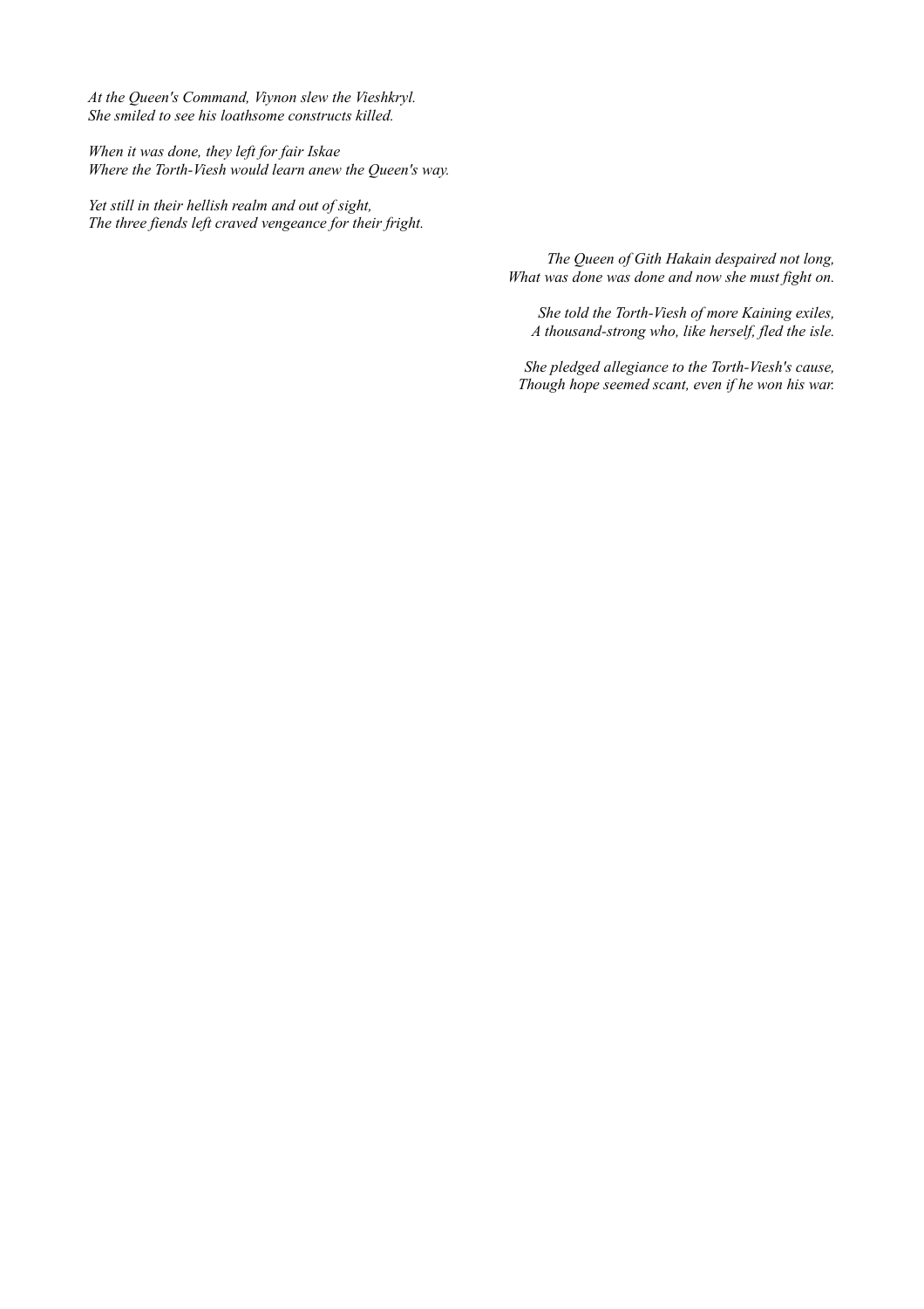*At the Queen's Command, Viynon slew the Vieshkryl.*
*She smiled to see his loathsome constructs killed.*

*When it was done, they left for fair Iskae*
*Where the Torth-Viesh would learn anew the Queen's way.*

*Yet still in their hellish realm and out of sight,*
*The three fiends left craved vengeance for their fright.*

*The Queen of Gith Hakain despaired not long,*
*What was done was done and now she must fight on.*

*She told the Torth-Viesh of more Kaining exiles,*
*A thousand-strong who, like herself, fled the isle.*

*She pledged allegiance to the Torth-Viesh's cause,*
*Though hope seemed scant, even if he won his war.*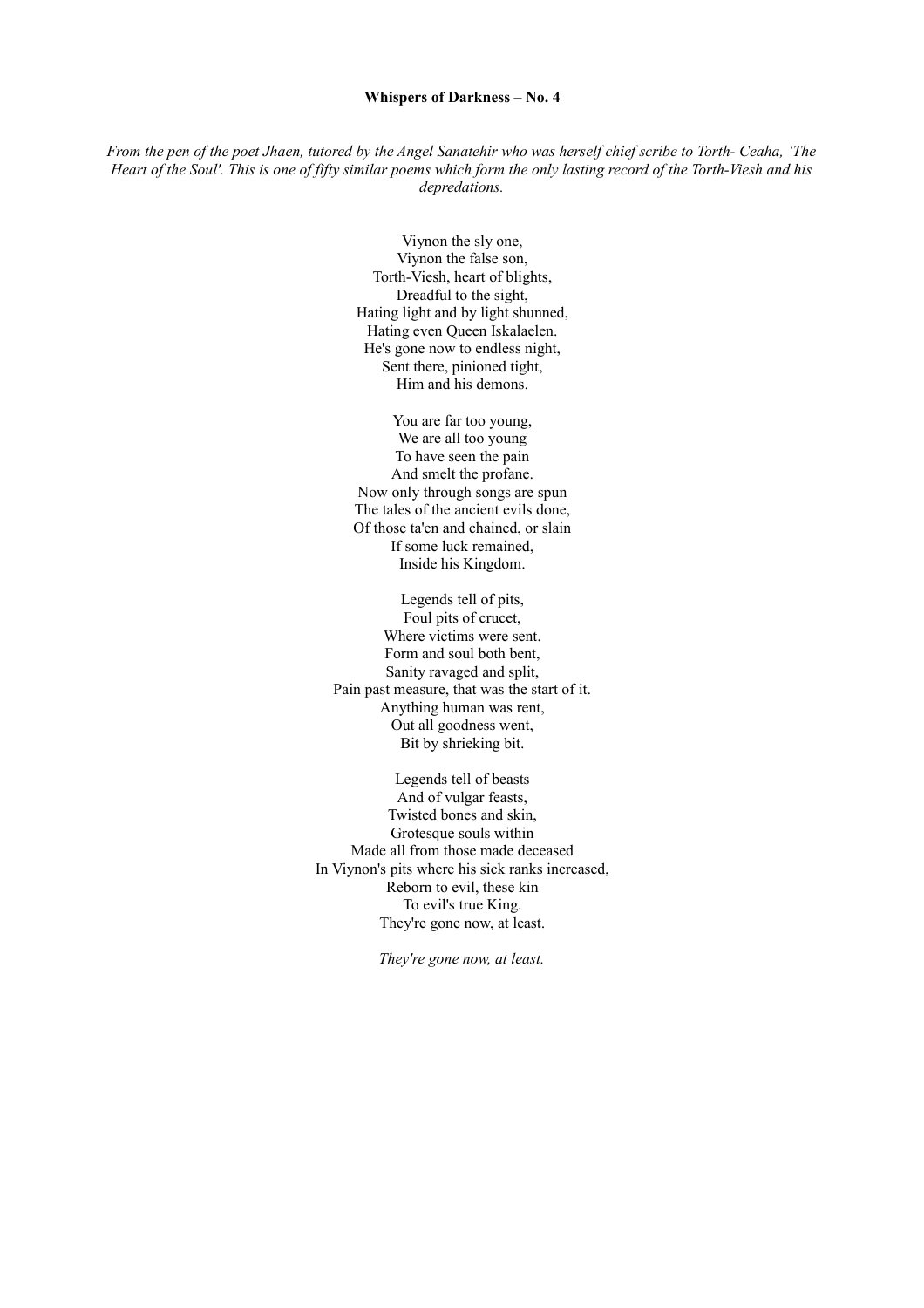**Whispers of Darkness – No. 4**

*From the pen of the poet Jhaen, tutored by the Angel Sanatehir who was herself chief scribe to Torth- Ceaha, 'The Heart of the Soul'. This is one of fifty similar poems which form the only lasting record of the Torth-Viesh and his depredations.*

Viynon the sly one,  
Viynon the false son,  
Torth-Viesh, heart of blights,  
Dreadful to the sight,  
Hating light and by light shunned,  
Hating even Queen Iskalaelen.  
He's gone now to endless night,  
Sent there, pinioned tight,  
Him and his demons.

You are far too young,  
We are all too young  
To have seen the pain  
And smelt the profane.  
Now only through songs are spun  
The tales of the ancient evils done,  
Of those ta'en and chained, or slain  
If some luck remained,  
Inside his Kingdom.

Legends tell of pits,  
Foul pits of crucet,  
Where victims were sent.  
Form and soul both bent,  
Sanity ravaged and split,  
Pain past measure, that was the start of it.  
Anything human was rent,  
Out all goodness went,  
Bit by shrieking bit.

Legends tell of beasts  
And of vulgar feasts,  
Twisted bones and skin,  
Grotesque souls within  
Made all from those made deceased  
In Viynon's pits where his sick ranks increased,  
Reborn to evil, these kin  
To evil's true King.  
They're gone now, at least.

*They're gone now, at least.*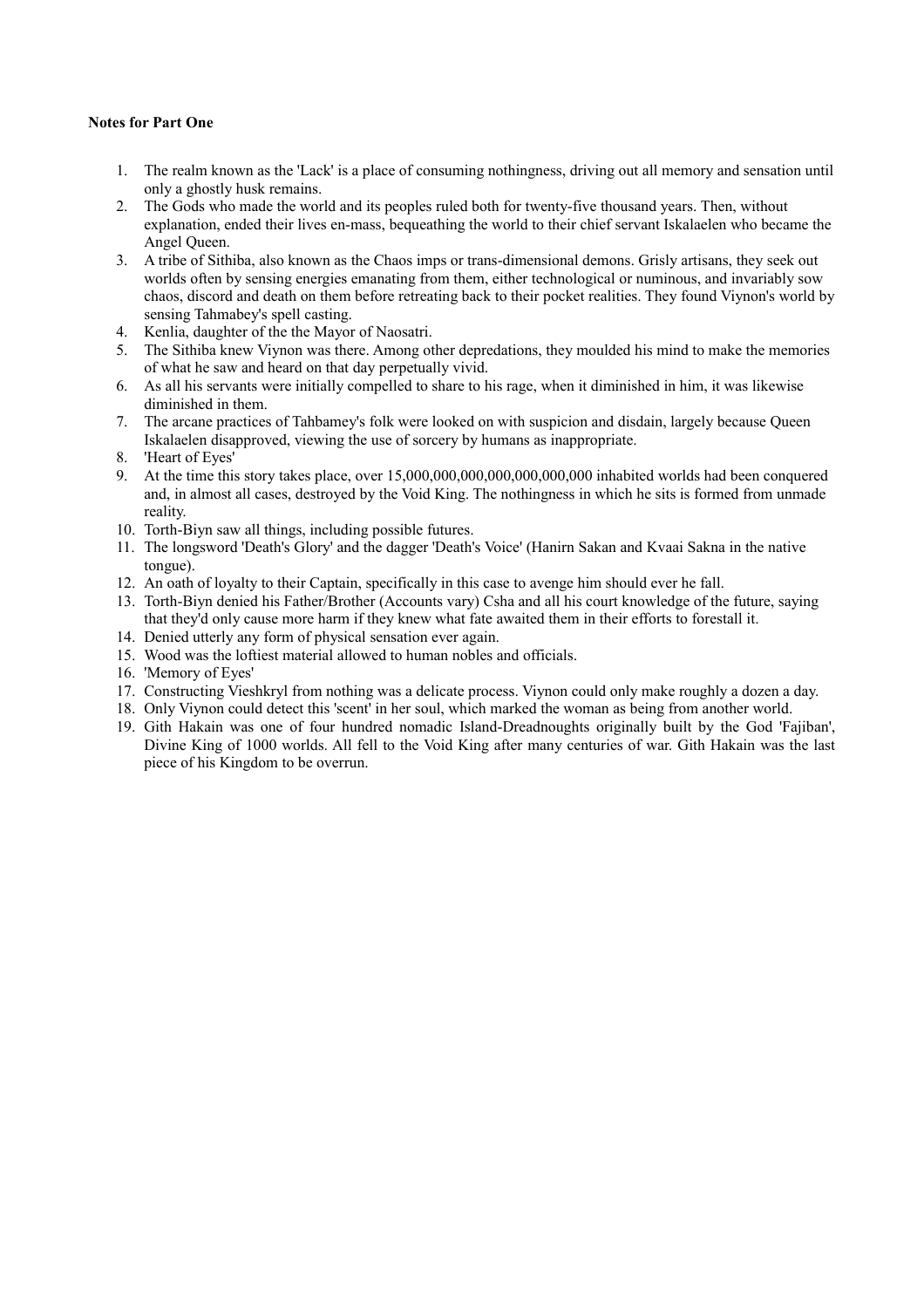**Notes for Part One**

1. The realm known as the 'Lack' is a place of consuming nothingness, driving out all memory and sensation until only a ghostly husk remains.
2. The Gods who made the world and its peoples ruled both for twenty-five thousand years. Then, without explanation, ended their lives en-mass, bequeathing the world to their chief servant Iskalaelen who became the Angel Queen.
3. A tribe of Sithiba, also known as the Chaos imps or trans-dimensional demons. Grisly artisans, they seek out worlds often by sensing energies emanating from them, either technological or numinous, and invariably sow chaos, discord and death on them before retreating back to their pocket realities. They found Viynon's world by sensing Tahmabey's spell casting.
4. Kenlia, daughter of the the Mayor of Naosatri.
5. The Sithiba knew Viynon was there. Among other depredations, they moulded his mind to make the memories of what he saw and heard on that day perpetually vivid.
6. As all his servants were initially compelled to share to his rage, when it diminished in him, it was likewise diminished in them.
7. The arcane practices of Tahbamey's folk were looked on with suspicion and disdain, largely because Queen Iskalaelen disapproved, viewing the use of sorcery by humans as inappropriate.
8. 'Heart of Eyes'
9. At the time this story takes place, over 15,000,000,000,000,000,000,000 inhabited worlds had been conquered and, in almost all cases, destroyed by the Void King. The nothingness in which he sits is formed from unmade reality.
10. Torth-Biyn saw all things, including possible futures.
11. The longsword 'Death's Glory' and the dagger 'Death's Voice' (Hanirn Sakan and Kvaai Sakna in the native tongue).
12. An oath of loyalty to their Captain, specifically in this case to avenge him should ever he fall.
13. Torth-Biyn denied his Father/Brother (Accounts vary) Csha and all his court knowledge of the future, saying that they'd only cause more harm if they knew what fate awaited them in their efforts to forestall it.
14. Denied utterly any form of physical sensation ever again.
15. Wood was the loftiest material allowed to human nobles and officials.
16. 'Memory of Eyes'
17. Constructing Vieshkryl from nothing was a delicate process. Viynon could only make roughly a dozen a day.
18. Only Viynon could detect this 'scent' in her soul, which marked the woman as being from another world.
19. Gith Hakain was one of four hundred nomadic Island-Dreadnoughts originally built by the God 'Fajiban', Divine King of 1000 worlds. All fell to the Void King after many centuries of war. Gith Hakain was the last piece of his Kingdom to be overrun.